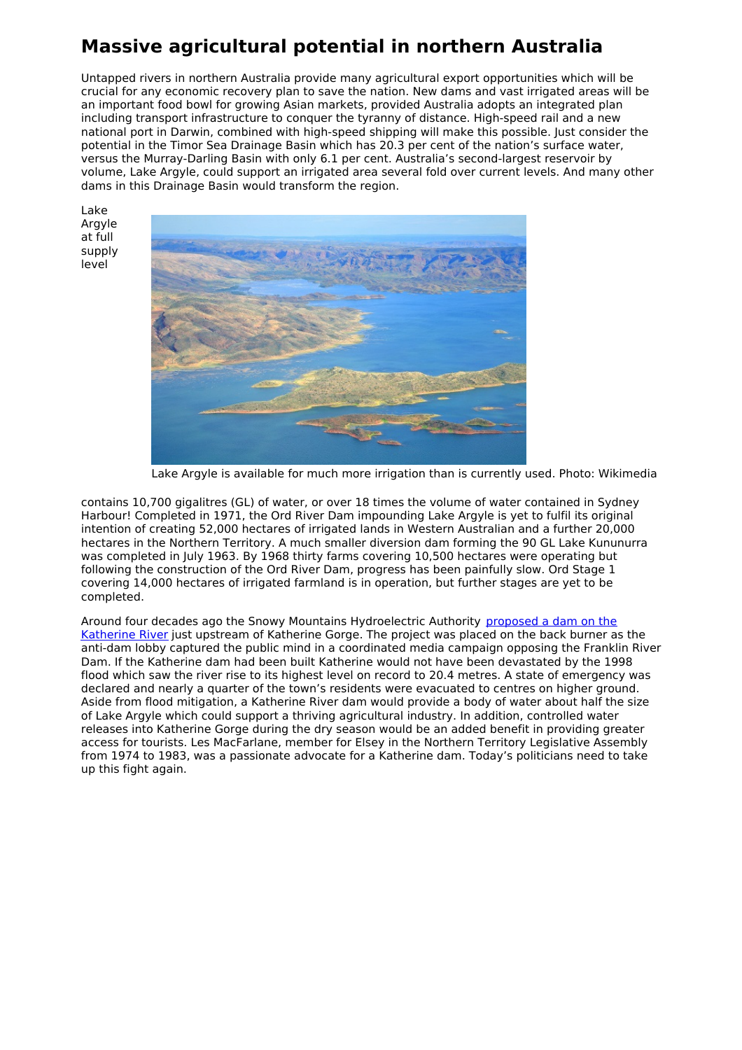# Massive agricultural potential in northern Australia

Untapped rivers in northern Australia provide many agricultural export opportunities which will be crucial for any economic recovery plan to save the nation. New dams and vast irrigated areas will be an important food bowl for growing Asian markets, provided Australia adopts an integrated plan including transport infrastructure to conquer the tyranny of distance. High-speed rail and a new national port in Darwin, combined with high-speed shipping will make this possible. Just consider the potential in the Timor Sea Drainage Basin which has 20.3 per cent of the nation's surface water, versus the Murray-Darling Basin with only 6.1 per cent. Australia's second-largest reservoir by volume, Lake Argyle, could support an irrigated area several fold over current levels. And many other dams in this Drainage Basin would transform the region.

Lake Argyle at full supply level

Lake Argyle is available for much more irrigation than is currently used. Photo: Wikimedia

contains 10,700 gigalitres (GL) of water, or over 18 times the volume of water contained in Sydney Harbour! Completed in 1971, the Ord River Dam impounding Lake Argyle is yet to fulfil its original intention of creating 52,000 hectares of irrigated lands in Western Australian and a further 20,000 hectares in the Northern Territory. A much smaller diversion dam forming the 90 GL Lake Kununurra was completed in July 1963. By 1968 thirty farms covering 10,500 hectares were operating but following the construction of the Ord River Dam, progress has been painfully slow. Ord Stage 1 covering 14,000 hectares of irrigated farmland is in operation, but further stages are yet to be completed.

Around four decades ago the Snowy Mountains Hydroelectric Authority [proposed a dam on the Katherine River] just upstream of Katherine Gorge. The project was placed on the back burner as the anti-dam lobby captured the public mind in a coordinated media campaign opposing the Franklin River Dam. If the Katherine dam had been built Katherine would not have been devastated by the 1998 flood which saw the river rise to its highest level on record to 20.4 metres. A state of emergency was declared and nearly a quarter of the town's residents were evacuated to centres on higher ground. Aside from flood mitigation, a Katherine River dam would provide a body of water about half the size of Lake Argyle which could support a thriving agricultural industry. In addition, controlled water releases into Katherine Gorge during the dry season would be an added benefit in providing greater access for tourists. Les MacFarlane, member for Elsey in the Northern Territory Legislative Assembly from 1974 to 1983, was a passionate advocate for a Katherine dam. Today's politicians need to take up this fight again.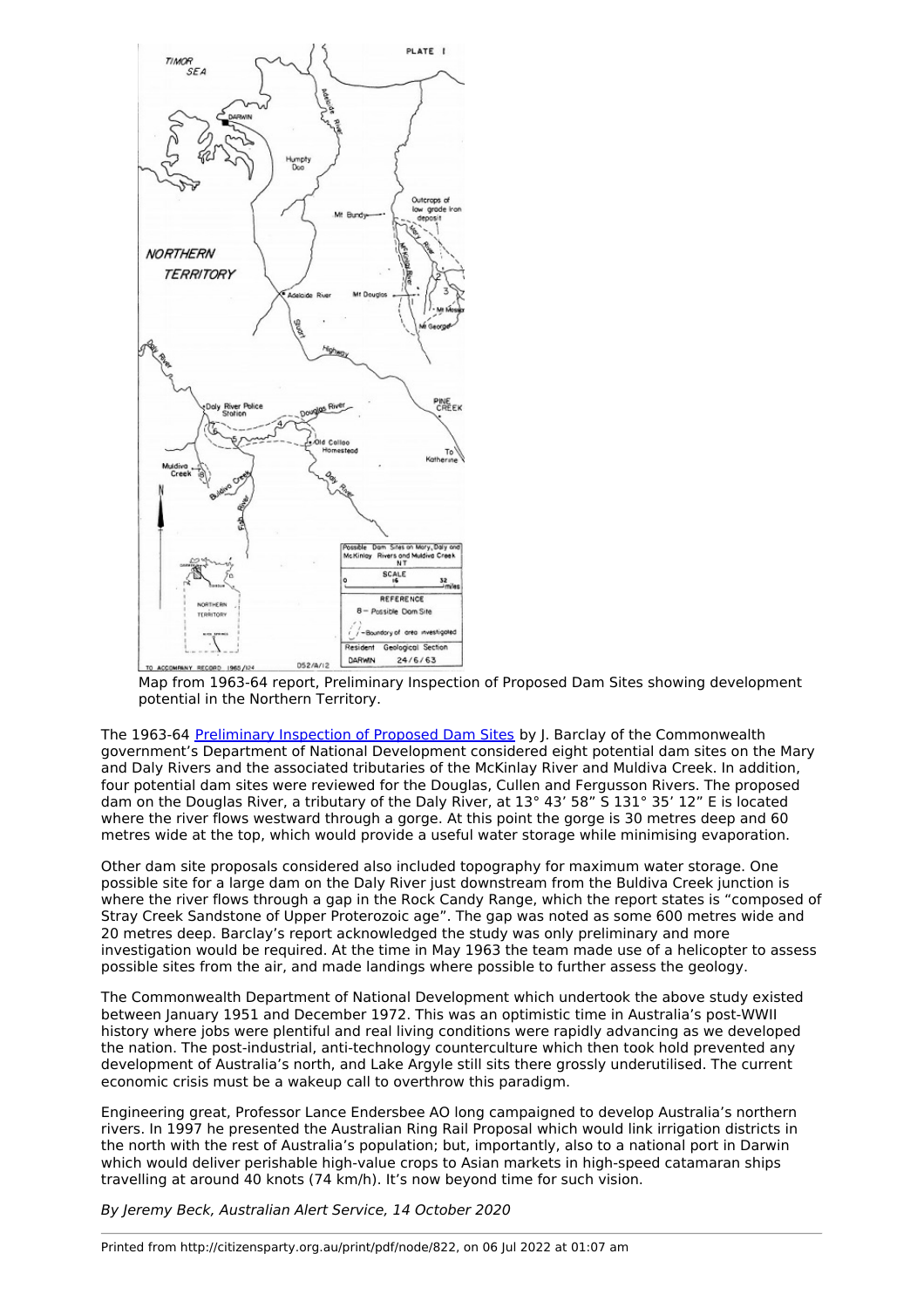Map from 1963-64 report, Preliminary Inspection of Proposed Dam Sites showing development potential in the Northern Territory.

The 1963-64 [Preliminary Inspection of Proposed Dam Sites] by J. Barclay of the Commonwealth government's Department of National Development considered eight potential dam sites on the Mary and Daly Rivers and the associated tributaries of the McKinlay River and Muldiva Creek. In addition, four potential dam sites were reviewed for the Douglas, Cullen and Fergusson Rivers. The proposed dam on the Douglas River, a tributary of the Daly River, at 13° 43' 58" S 131° 35' 12" E is located where the river flows westward through a gorge. At this point the gorge is 30 metres deep and 60 metres wide at the top, which would provide a useful water storage while minimising evaporation.

Other dam site proposals considered also included topography for maximum water storage. One possible site for a large dam on the Daly River just downstream from the Buldiva Creek junction is where the river flows through a gap in the Rock Candy Range, which the report states is "composed of Stray Creek Sandstone of Upper Proterozoic age". The gap was noted as some 600 metres wide and 20 metres deep. Barclay's report acknowledged the study was only preliminary and more investigation would be required. At the time in May 1963 the team made use of a helicopter to assess possible sites from the air, and made landings where possible to further assess the geology.

The Commonwealth Department of National Development which undertook the above study existed between January 1951 and December 1972. This was an optimistic time in Australia's post-WWII history where jobs were plentiful and real living conditions were rapidly advancing as we developed the nation. The post-industrial, anti-technology counterculture which then took hold prevented any development of Australia's north, and Lake Argyle still sits there grossly underutilised. The current economic crisis must be a wakeup call to overthrow this paradigm.

Engineering great, Professor Lance Endersbee AO long campaigned to develop Australia's northern rivers. In 1997 he presented the Australian Ring Rail Proposal which would link irrigation districts in the north with the rest of Australia's population; but, importantly, also to a national port in Darwin which would deliver perishable high-value crops to Asian markets in high-speed catamaran ships travelling at around 40 knots (74 km/h). It's now beyond time for such vision.

*By Jeremy Beck, Australian Alert Service, 14 October 2020*

Printed from http://citizensparty.org.au/print/pdf/node/822, on 06 Jul 2022 at 01:07 am